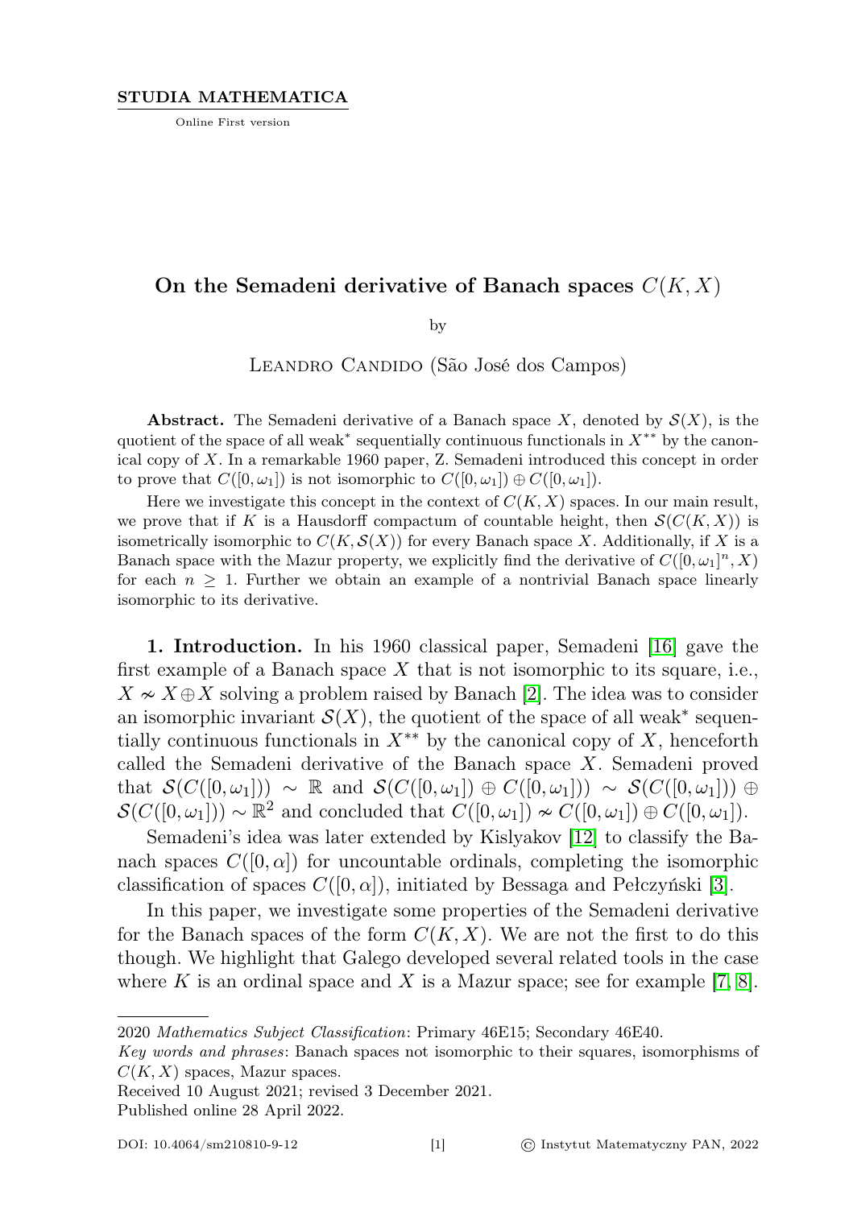STUDIA MATHEMATICA

Online First version

# On the Semadeni derivative of Banach spaces $C(K, X)$

by

Leandro Candido (São José dos Campos)

**Abstract.** The Semadeni derivative of a Banach space $X$, denoted by $\mathcal{S}(X)$, is the quotient of the space of all weak* sequentially continuous functionals in $X^{**}$ by the canonical copy of $X$. In a remarkable 1960 paper, Z. Semadeni introduced this concept in order to prove that $C([0,\omega_1])$ is not isomorphic to $C([0,\omega_1]) \oplus C([0,\omega_1])$.

Here we investigate this concept in the context of $C(K, X)$ spaces. In our main result, we prove that if $K$ is a Hausdorff compactum of countable height, then $\mathcal{S}(C(K, X))$ is isometrically isomorphic to $C(K, \mathcal{S}(X))$ for every Banach space $X$. Additionally, if $X$ is a Banach space with the Mazur property, we explicitly find the derivative of $C([0,\omega_1]^n, X)$ for each $n \geq 1$. Further we obtain an example of a nontrivial Banach space linearly isomorphic to its derivative.

**1. Introduction.** In his 1960 classical paper, Semadeni [16] gave the first example of a Banach space $X$ that is not isomorphic to its square, i.e., $X \nsim X \oplus X$ solving a problem raised by Banach [2]. The idea was to consider an isomorphic invariant $\mathcal{S}(X)$, the quotient of the space of all weak* sequentially continuous functionals in $X^{**}$ by the canonical copy of $X$, henceforth called the Semadeni derivative of the Banach space $X$. Semadeni proved that $\mathcal{S}(C([0,\omega_1])) \sim \mathbb{R}$ and $\mathcal{S}(C([0,\omega_1]) \oplus C([0,\omega_1])) \sim \mathcal{S}(C([0,\omega_1])) \oplus \mathcal{S}(C([0,\omega_1])) \sim \mathbb{R}^2$ and concluded that $C([0,\omega_1]) \nsim C([0,\omega_1]) \oplus C([0,\omega_1])$.

Semadeni's idea was later extended by Kislyakov [12] to classify the Banach spaces $C([0,\alpha])$ for uncountable ordinals, completing the isomorphic classification of spaces $C([0,\alpha])$, initiated by Bessaga and Pełczyński [3].

In this paper, we investigate some properties of the Semadeni derivative for the Banach spaces of the form $C(K, X)$. We are not the first to do this though. We highlight that Galego developed several related tools in the case where $K$ is an ordinal space and $X$ is a Mazur space; see for example [7, 8].

---

2020 *Mathematics Subject Classification*: Primary 46E15; Secondary 46E40.

*Key words and phrases*: Banach spaces not isomorphic to their squares, isomorphisms of $C(K, X)$ spaces, Mazur spaces.

Received 10 August 2021; revised 3 December 2021.

Published online 28 April 2022.

DOI: 10.4064/sm210810-9-12 © Instytut Matematyczny PAN, 2022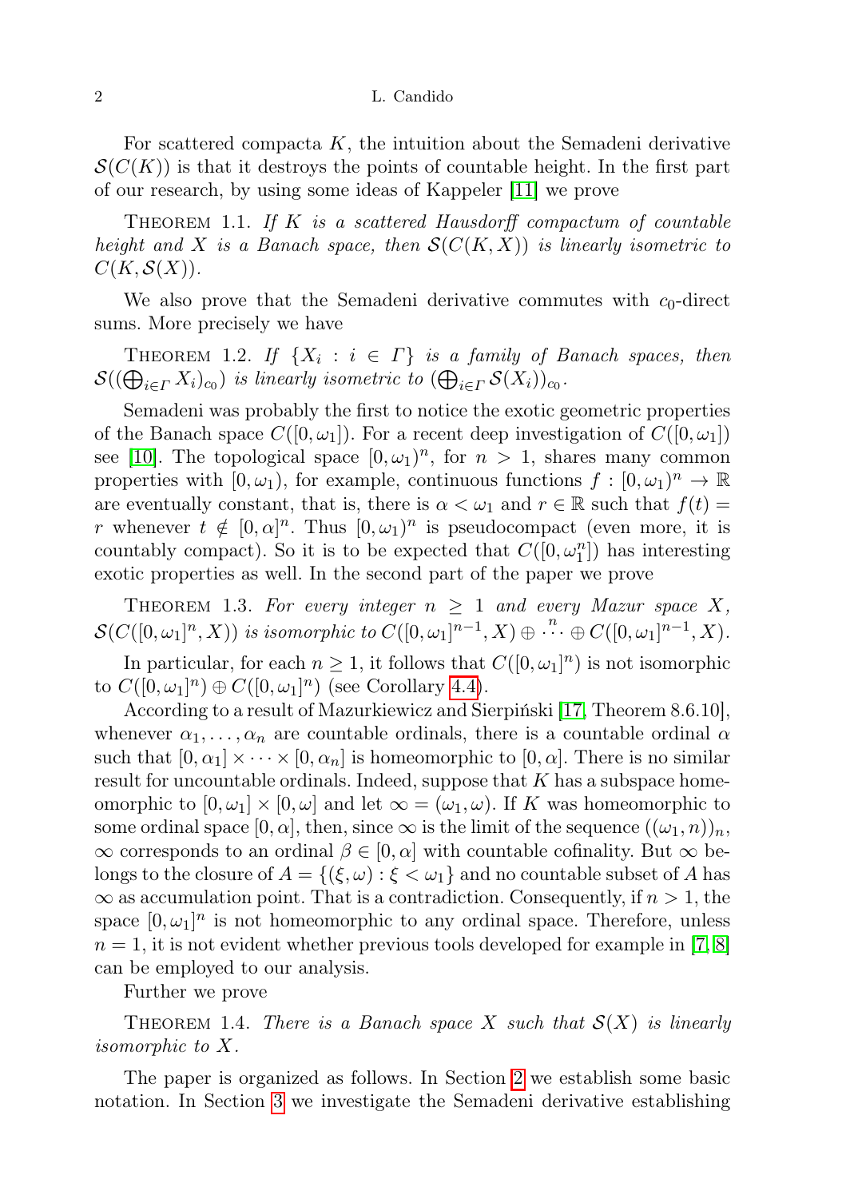For scattered compacta $K$, the intuition about the Semadeni derivative $\mathcal{S}(C(K))$ is that it destroys the points of countable height. In the first part of our research, by using some ideas of Kappeler [11] we prove

THEOREM 1.1. *If $K$ is a scattered Hausdorff compactum of countable height and $X$ is a Banach space, then $\mathcal{S}(C(K, X))$ is linearly isometric to $C(K, \mathcal{S}(X))$.*

We also prove that the Semadeni derivative commutes with $c_0$-direct sums. More precisely we have

THEOREM 1.2. *If $\{X_i : i \in \Gamma\}$ is a family of Banach spaces, then $\mathcal{S}((\bigoplus_{i\in\Gamma} X_i)_{c_0})$ is linearly isometric to $(\bigoplus_{i\in\Gamma} \mathcal{S}(X_i))_{c_0}$.*

Semadeni was probably the first to notice the exotic geometric properties of the Banach space $C([0, \omega_1])$. For a recent deep investigation of $C([0, \omega_1])$ see [10]. The topological space $[0, \omega_1)^n$, for $n > 1$, shares many common properties with $[0, \omega_1)$, for example, continuous functions $f : [0, \omega_1)^n \to \mathbb{R}$ are eventually constant, that is, there is $\alpha < \omega_1$ and $r \in \mathbb{R}$ such that $f(t) = r$ whenever $t \notin [0, \alpha]^n$. Thus $[0, \omega_1)^n$ is pseudocompact (even more, it is countably compact). So it is to be expected that $C([0, \omega_1^n])$ has interesting exotic properties as well. In the second part of the paper we prove

THEOREM 1.3. *For every integer $n \geq 1$ and every Mazur space $X$, $\mathcal{S}(C([0, \omega_1]^n, X))$ is isomorphic to $C([0, \omega_1]^{n-1}, X) \oplus \overset{n}{\cdots} \oplus C([0, \omega_1]^{n-1}, X)$.*

In particular, for each $n \geq 1$, it follows that $C([0, \omega_1]^n)$ is not isomorphic to $C([0, \omega_1]^n) \oplus C([0, \omega_1]^n)$ (see Corollary 4.4).

According to a result of Mazurkiewicz and Sierpiński [17, Theorem 8.6.10], whenever $\alpha_1, \dots, \alpha_n$ are countable ordinals, there is a countable ordinal $\alpha$ such that $[0, \alpha_1] \times \cdots \times [0, \alpha_n]$ is homeomorphic to $[0, \alpha]$. There is no similar result for uncountable ordinals. Indeed, suppose that $K$ has a subspace homeomorphic to $[0, \omega_1] \times [0, \omega]$ and let $\infty = (\omega_1, \omega)$. If $K$ was homeomorphic to some ordinal space $[0, \alpha]$, then, since $\infty$ is the limit of the sequence $((\omega_1, n))_n$, $\infty$ corresponds to an ordinal $\beta \in [0, \alpha]$ with countable cofinality. But $\infty$ belongs to the closure of $A = \{(\xi, \omega) : \xi < \omega_1\}$ and no countable subset of $A$ has $\infty$ as accumulation point. That is a contradiction. Consequently, if $n > 1$, the space $[0, \omega_1]^n$ is not homeomorphic to any ordinal space. Therefore, unless $n = 1$, it is not evident whether previous tools developed for example in [7, 8] can be employed to our analysis.

Further we prove

THEOREM 1.4. *There is a Banach space $X$ such that $\mathcal{S}(X)$ is linearly isomorphic to $X$.*

The paper is organized as follows. In Section 2 we establish some basic notation. In Section 3 we investigate the Semadeni derivative establishing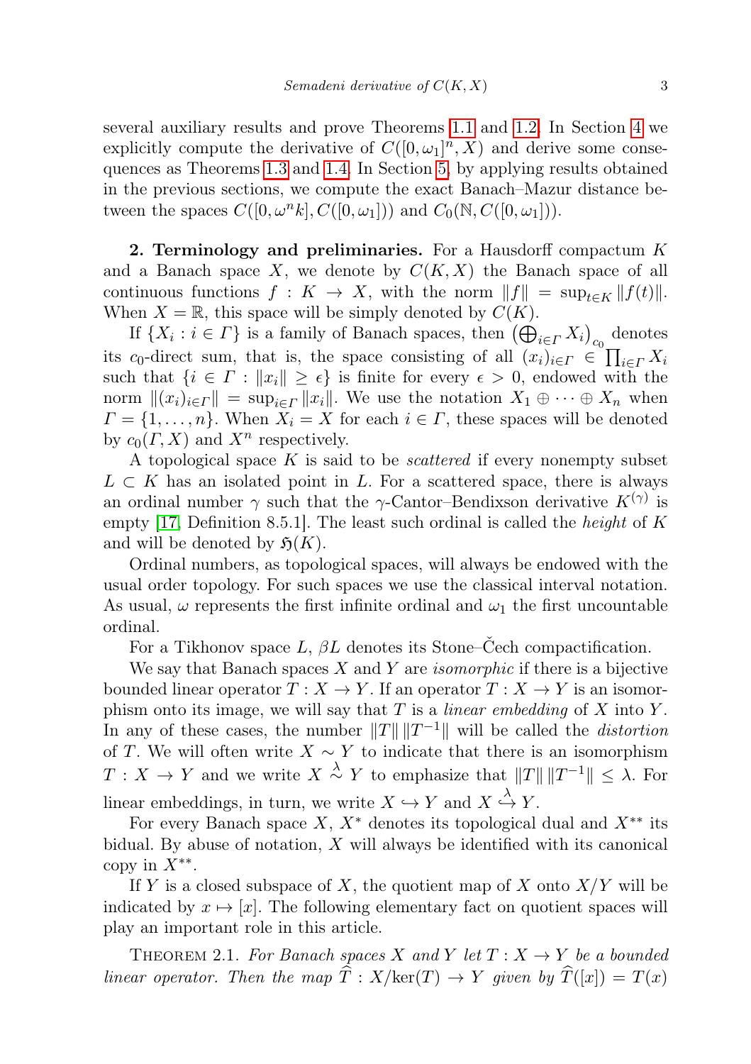several auxiliary results and prove Theorems 1.1 and 1.2. In Section 4 we explicitly compute the derivative of $C([0,\omega_1]^n, X)$ and derive some consequences as Theorems 1.3 and 1.4. In Section 5, by applying results obtained in the previous sections, we compute the exact Banach–Mazur distance between the spaces $C([0,\omega^n k], C([0,\omega_1]))$ and $C_0(\mathbb{N}, C([0,\omega_1]))$.

**2. Terminology and preliminaries.** For a Hausdorff compactum $K$ and a Banach space $X$, we denote by $C(K,X)$ the Banach space of all continuous functions $f : K \to X$, with the norm $\|f\| = \sup_{t\in K} \|f(t)\|$. When $X = \mathbb{R}$, this space will be simply denoted by $C(K)$.

If $\{X_i : i \in \Gamma\}$ is a family of Banach spaces, then $\left(\bigoplus_{i\in\Gamma} X_i\right)_{c_0}$ denotes its $c_0$-direct sum, that is, the space consisting of all $(x_i)_{i\in\Gamma} \in \prod_{i\in\Gamma} X_i$ such that $\{i \in \Gamma : \|x_i\| \geq \epsilon\}$ is finite for every $\epsilon > 0$, endowed with the norm $\|(x_i)_{i\in\Gamma}\| = \sup_{i\in\Gamma} \|x_i\|$. We use the notation $X_1 \oplus \cdots \oplus X_n$ when $\Gamma = \{1,\dots,n\}$. When $X_i = X$ for each $i \in \Gamma$, these spaces will be denoted by $c_0(\Gamma, X)$ and $X^n$ respectively.

A topological space $K$ is said to be *scattered* if every nonempty subset $L \subset K$ has an isolated point in $L$. For a scattered space, there is always an ordinal number $\gamma$ such that the $\gamma$-Cantor–Bendixson derivative $K^{(\gamma)}$ is empty [17, Definition 8.5.1]. The least such ordinal is called the *height* of $K$ and will be denoted by $\mathfrak{H}(K)$.

Ordinal numbers, as topological spaces, will always be endowed with the usual order topology. For such spaces we use the classical interval notation. As usual, $\omega$ represents the first infinite ordinal and $\omega_1$ the first uncountable ordinal.

For a Tikhonov space $L$, $\beta L$ denotes its Stone–Čech compactification.

We say that Banach spaces $X$ and $Y$ are *isomorphic* if there is a bijective bounded linear operator $T : X \to Y$. If an operator $T : X \to Y$ is an isomorphism onto its image, we will say that $T$ is a *linear embedding* of $X$ into $Y$. In any of these cases, the number $\|T\|\,\|T^{-1}\|$ will be called the *distortion* of $T$. We will often write $X \sim Y$ to indicate that there is an isomorphism $T : X \to Y$ and we write $X \overset{\lambda}{\sim} Y$ to emphasize that $\|T\|\,\|T^{-1}\| \leq \lambda$. For linear embeddings, in turn, we write $X \hookrightarrow Y$ and $X \overset{\lambda}{\hookrightarrow} Y$.

For every Banach space $X$, $X^*$ denotes its topological dual and $X^{**}$ its bidual. By abuse of notation, $X$ will always be identified with its canonical copy in $X^{**}$.

If $Y$ is a closed subspace of $X$, the quotient map of $X$ onto $X/Y$ will be indicated by $x \mapsto [x]$. The following elementary fact on quotient spaces will play an important role in this article.

THEOREM 2.1. *For Banach spaces $X$ and $Y$ let $T : X \to Y$ be a bounded linear operator. Then the map $\widehat{T} : X/\ker(T) \to Y$ given by $\widehat{T}([x]) = T(x)$*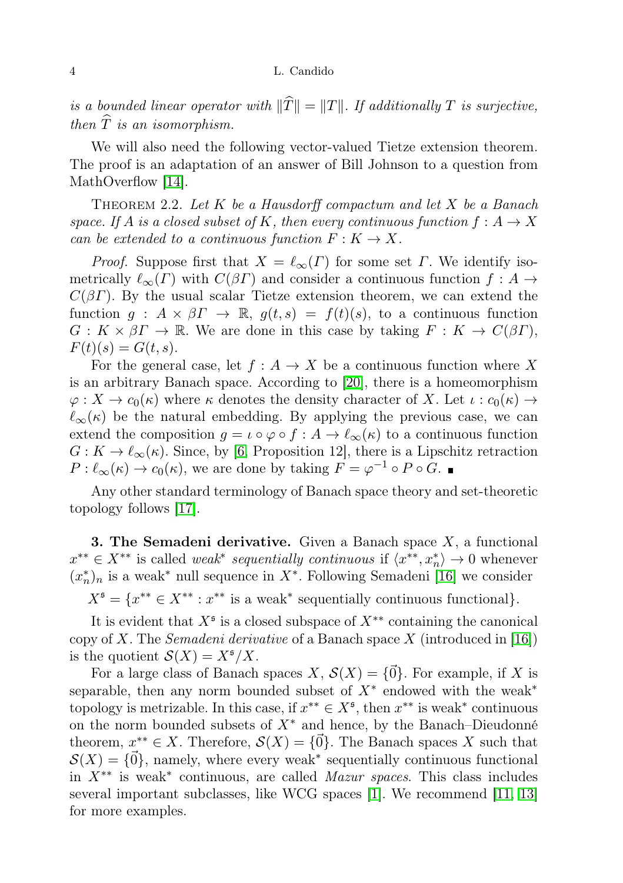*is a bounded linear operator with* $\|\widehat{T}\| = \|T\|$. *If additionally* $T$ *is surjective, then* $\widehat{T}$ *is an isomorphism.*

We will also need the following vector-valued Tietze extension theorem. The proof is an adaptation of an answer of Bill Johnson to a question from MathOverflow [14].

Theorem 2.2. *Let* $K$ *be a Hausdorff compactum and let* $X$ *be a Banach space. If* $A$ *is a closed subset of* $K$, *then every continuous function* $f : A \to X$ *can be extended to a continuous function* $F : K \to X$.

*Proof.* Suppose first that $X = \ell_\infty(\Gamma)$ for some set $\Gamma$. We identify isometrically $\ell_\infty(\Gamma)$ with $C(\beta\Gamma)$ and consider a continuous function $f : A \to C(\beta\Gamma)$. By the usual scalar Tietze extension theorem, we can extend the function $g : A \times \beta\Gamma \to \mathbb{R}$, $g(t, s) = f(t)(s)$, to a continuous function $G : K \times \beta\Gamma \to \mathbb{R}$. We are done in this case by taking $F : K \to C(\beta\Gamma)$, $F(t)(s) = G(t, s)$.

For the general case, let $f : A \to X$ be a continuous function where $X$ is an arbitrary Banach space. According to [20], there is a homeomorphism $\varphi : X \to c_0(\kappa)$ where $\kappa$ denotes the density character of $X$. Let $\iota : c_0(\kappa) \to \ell_\infty(\kappa)$ be the natural embedding. By applying the previous case, we can extend the composition $g = \iota \circ \varphi \circ f : A \to \ell_\infty(\kappa)$ to a continuous function $G : K \to \ell_\infty(\kappa)$. Since, by [6, Proposition 12], there is a Lipschitz retraction $P : \ell_\infty(\kappa) \to c_0(\kappa)$, we are done by taking $F = \varphi^{-1} \circ P \circ G$. ∎

Any other standard terminology of Banach space theory and set-theoretic topology follows [17].

## 3. The Semadeni derivative.

Given a Banach space $X$, a functional $x^{**} \in X^{**}$ is called *weak\* sequentially continuous* if $\langle x^{**}, x_n^* \rangle \to 0$ whenever $(x_n^*)_n$ is a weak\* null sequence in $X^*$. Following Semadeni [16] we consider

$$X^{\mathfrak{s}} = \{x^{**} \in X^{**} : x^{**} \text{ is a weak}^* \text{ sequentially continuous functional}\}.$$

It is evident that $X^{\mathfrak{s}}$ is a closed subspace of $X^{**}$ containing the canonical copy of $X$. The *Semadeni derivative* of a Banach space $X$ (introduced in [16]) is the quotient $\mathcal{S}(X) = X^{\mathfrak{s}}/X$.

For a large class of Banach spaces $X$, $\mathcal{S}(X) = \{\vec{0}\}$. For example, if $X$ is separable, then any norm bounded subset of $X^*$ endowed with the weak\* topology is metrizable. In this case, if $x^{**} \in X^{\mathfrak{s}}$, then $x^{**}$ is weak\* continuous on the norm bounded subsets of $X^*$ and hence, by the Banach–Dieudonné theorem, $x^{**} \in X$. Therefore, $\mathcal{S}(X) = \{\vec{0}\}$. The Banach spaces $X$ such that $\mathcal{S}(X) = \{\vec{0}\}$, namely, where every weak\* sequentially continuous functional in $X^{**}$ is weak\* continuous, are called *Mazur spaces*. This class includes several important subclasses, like WCG spaces [1]. We recommend [11, 13] for more examples.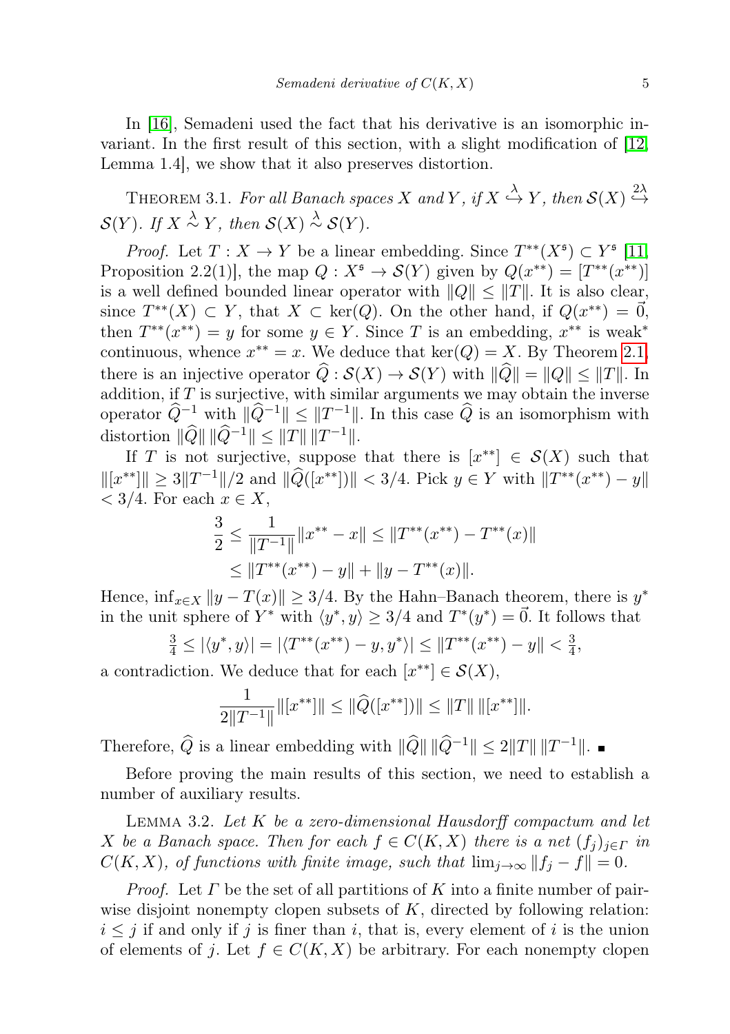In [16], Semadeni used the fact that his derivative is an isomorphic invariant. In the first result of this section, with a slight modification of [12, Lemma 1.4], we show that it also preserves distortion.

THEOREM 3.1. *For all Banach spaces $X$ and $Y$, if $X \overset{\lambda}{\hookrightarrow} Y$, then $\mathcal{S}(X) \overset{2\lambda}{\hookrightarrow} \mathcal{S}(Y)$. If $X \overset{\lambda}{\sim} Y$, then $\mathcal{S}(X) \overset{\lambda}{\sim} \mathcal{S}(Y)$.*

*Proof.* Let $T : X \to Y$ be a linear embedding. Since $T^{**}(X^{\mathfrak{s}}) \subset Y^{\mathfrak{s}}$ [11, Proposition 2.2(1)], the map $Q : X^{\mathfrak{s}} \to \mathcal{S}(Y)$ given by $Q(x^{**}) = [T^{**}(x^{**})]$ is a well defined bounded linear operator with $\|Q\| \le \|T\|$. It is also clear, since $T^{**}(X) \subset Y$, that $X \subset \ker(Q)$. On the other hand, if $Q(x^{**}) = \vec{0}$, then $T^{**}(x^{**}) = y$ for some $y \in Y$. Since $T$ is an embedding, $x^{**}$ is weak$^*$ continuous, whence $x^{**} = x$. We deduce that $\ker(Q) = X$. By Theorem 2.1, there is an injective operator $\widehat{Q} : \mathcal{S}(X) \to \mathcal{S}(Y)$ with $\|\widehat{Q}\| = \|Q\| \le \|T\|$. In addition, if $T$ is surjective, with similar arguments we may obtain the inverse operator $\widehat{Q}^{-1}$ with $\|\widehat{Q}^{-1}\| \le \|T^{-1}\|$. In this case $\widehat{Q}$ is an isomorphism with distortion $\|\widehat{Q}\|\,\|\widehat{Q}^{-1}\| \le \|T\|\,\|T^{-1}\|$.

If $T$ is not surjective, suppose that there is $[x^{**}] \in \mathcal{S}(X)$ such that $\|[x^{**}]\| \ge 3\|T^{-1}\|/2$ and $\|\widehat{Q}([x^{**}])\| < 3/4$. Pick $y \in Y$ with $\|T^{**}(x^{**}) - y\| < 3/4$. For each $x \in X$,

$$\frac{3}{2} \le \frac{1}{\|T^{-1}\|}\|x^{**} - x\| \le \|T^{**}(x^{**}) - T^{**}(x)\| \le \|T^{**}(x^{**}) - y\| + \|y - T^{**}(x)\|.$$

Hence, $\inf_{x\in X}\|y - T(x)\| \ge 3/4$. By the Hahn–Banach theorem, there is $y^*$ in the unit sphere of $Y^*$ with $\langle y^*, y\rangle \ge 3/4$ and $T^*(y^*) = \vec{0}$. It follows that

$$\tfrac{3}{4} \le |\langle y^*, y\rangle| = |\langle T^{**}(x^{**}) - y, y^*\rangle| \le \|T^{**}(x^{**}) - y\| < \tfrac{3}{4},$$

a contradiction. We deduce that for each $[x^{**}] \in \mathcal{S}(X)$,

$$\frac{1}{2\|T^{-1}\|}\|[x^{**}]\| \le \|\widehat{Q}([x^{**}])\| \le \|T\|\,\|[x^{**}]\|.$$

Therefore, $\widehat{Q}$ is a linear embedding with $\|\widehat{Q}\|\,\|\widehat{Q}^{-1}\| \le 2\|T\|\,\|T^{-1}\|$. ∎

Before proving the main results of this section, we need to establish a number of auxiliary results.

LEMMA 3.2. *Let $K$ be a zero-dimensional Hausdorff compactum and let $X$ be a Banach space. Then for each $f \in C(K, X)$ there is a net $(f_j)_{j\in\Gamma}$ in $C(K, X)$, of functions with finite image, such that $\lim_{j\to\infty}\|f_j - f\| = 0$.*

*Proof.* Let $\Gamma$ be the set of all partitions of $K$ into a finite number of pairwise disjoint nonempty clopen subsets of $K$, directed by following relation: $i \le j$ if and only if $j$ is finer than $i$, that is, every element of $i$ is the union of elements of $j$. Let $f \in C(K, X)$ be arbitrary. For each nonempty clopen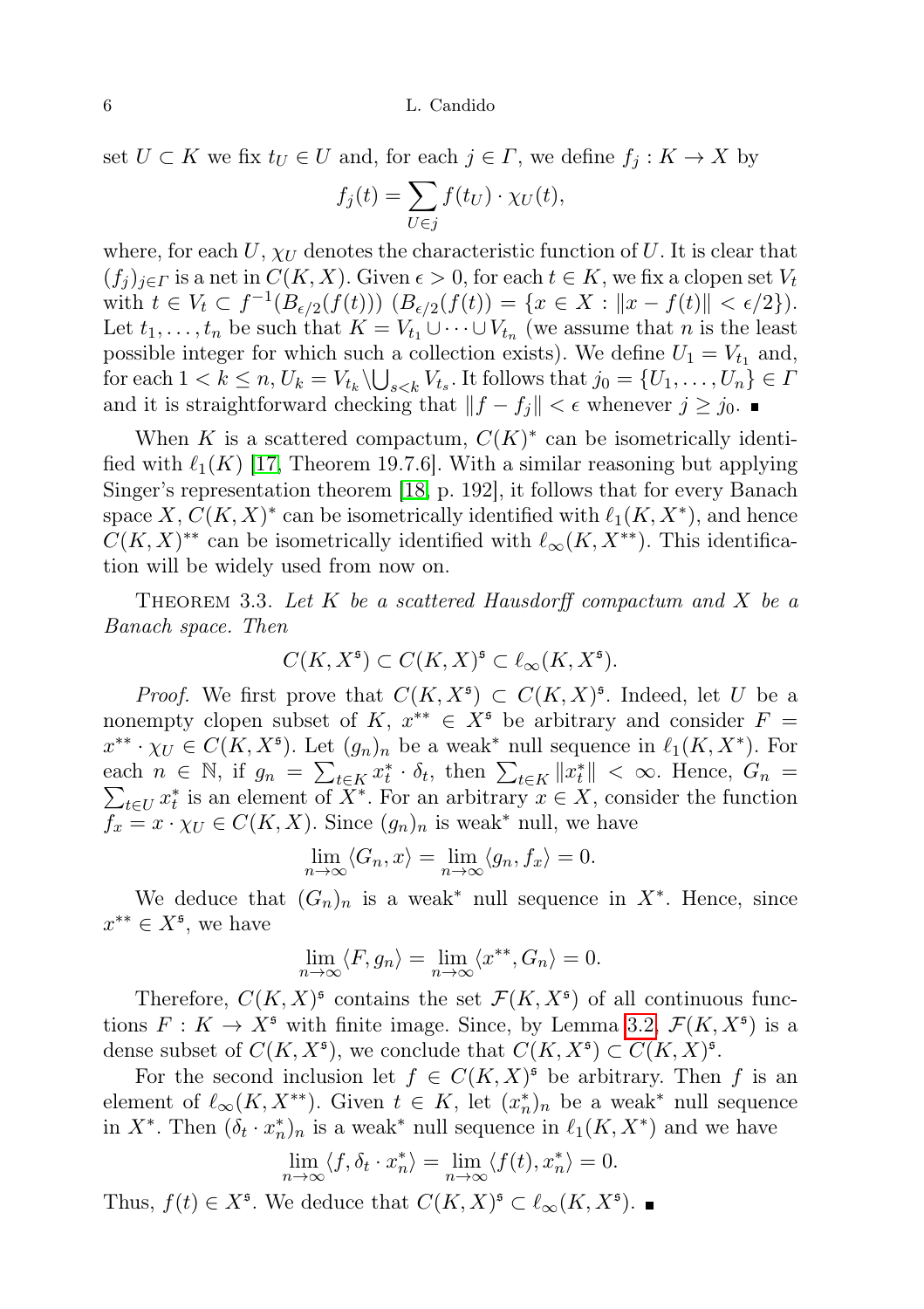set $U \subset K$ we fix $t_U \in U$ and, for each $j \in \Gamma$, we define $f_j : K \to X$ by

$$f_j(t) = \sum_{U \in j} f(t_U) \cdot \chi_U(t),$$

where, for each $U$, $\chi_U$ denotes the characteristic function of $U$. It is clear that $(f_j)_{j \in \Gamma}$ is a net in $C(K, X)$. Given $\epsilon > 0$, for each $t \in K$, we fix a clopen set $V_t$ with $t \in V_t \subset f^{-1}(B_{\epsilon/2}(f(t)))$ ($B_{\epsilon/2}(f(t)) = \{x \in X : \|x - f(t)\| < \epsilon/2\}$). Let $t_1, \dots, t_n$ be such that $K = V_{t_1} \cup \dots \cup V_{t_n}$ (we assume that $n$ is the least possible integer for which such a collection exists). We define $U_1 = V_{t_1}$ and, for each $1 < k \le n$, $U_k = V_{t_k} \setminus \bigcup_{s<k} V_{t_s}$. It follows that $j_0 = \{U_1, \dots, U_n\} \in \Gamma$ and it is straightforward checking that $\|f - f_j\| < \epsilon$ whenever $j \ge j_0$. ∎

When $K$ is a scattered compactum, $C(K)^*$ can be isometrically identified with $\ell_1(K)$ [17, Theorem 19.7.6]. With a similar reasoning but applying Singer's representation theorem [18, p. 192], it follows that for every Banach space $X$, $C(K, X)^*$ can be isometrically identified with $\ell_1(K, X^*)$, and hence $C(K, X)^{**}$ can be isometrically identified with $\ell_\infty(K, X^{**})$. This identification will be widely used from now on.

THEOREM 3.3. *Let $K$ be a scattered Hausdorff compactum and $X$ be a Banach space. Then*

$$C(K, X^{\mathfrak{s}}) \subset C(K, X)^{\mathfrak{s}} \subset \ell_\infty(K, X^{\mathfrak{s}}).$$

*Proof.* We first prove that $C(K, X^{\mathfrak{s}}) \subset C(K, X)^{\mathfrak{s}}$. Indeed, let $U$ be a nonempty clopen subset of $K$, $x^{**} \in X^{\mathfrak{s}}$ be arbitrary and consider $F = x^{**} \cdot \chi_U \in C(K, X^{\mathfrak{s}})$. Let $(g_n)_n$ be a weak* null sequence in $\ell_1(K, X^*)$. For each $n \in \mathbb{N}$, if $g_n = \sum_{t \in K} x_t^* \cdot \delta_t$, then $\sum_{t \in K} \|x_t^*\| < \infty$. Hence, $G_n = \sum_{t \in U} x_t^*$ is an element of $X^*$. For an arbitrary $x \in X$, consider the function $f_x = x \cdot \chi_U \in C(K, X)$. Since $(g_n)_n$ is weak* null, we have

$$\lim_{n\to\infty} \langle G_n, x \rangle = \lim_{n\to\infty} \langle g_n, f_x \rangle = 0.$$

We deduce that $(G_n)_n$ is a weak* null sequence in $X^*$. Hence, since $x^{**} \in X^{\mathfrak{s}}$, we have

$$\lim_{n\to\infty} \langle F, g_n \rangle = \lim_{n\to\infty} \langle x^{**}, G_n \rangle = 0.$$

Therefore, $C(K, X)^{\mathfrak{s}}$ contains the set $\mathcal{F}(K, X^{\mathfrak{s}})$ of all continuous functions $F : K \to X^{\mathfrak{s}}$ with finite image. Since, by Lemma 3.2, $\mathcal{F}(K, X^{\mathfrak{s}})$ is a dense subset of $C(K, X^{\mathfrak{s}})$, we conclude that $C(K, X^{\mathfrak{s}}) \subset C(K, X)^{\mathfrak{s}}$.

For the second inclusion let $f \in C(K, X)^{\mathfrak{s}}$ be arbitrary. Then $f$ is an element of $\ell_\infty(K, X^{**})$. Given $t \in K$, let $(x_n^*)_n$ be a weak* null sequence in $X^*$. Then $(\delta_t \cdot x_n^*)_n$ is a weak* null sequence in $\ell_1(K, X^*)$ and we have

$$\lim_{n\to\infty} \langle f, \delta_t \cdot x_n^* \rangle = \lim_{n\to\infty} \langle f(t), x_n^* \rangle = 0.$$

Thus, $f(t) \in X^{\mathfrak{s}}$. We deduce that $C(K, X)^{\mathfrak{s}} \subset \ell_\infty(K, X^{\mathfrak{s}})$. ∎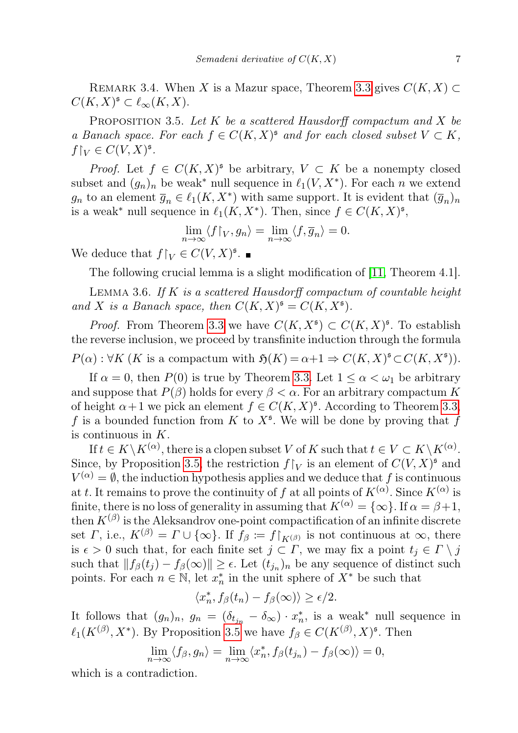Remark 3.4. When $X$ is a Mazur space, Theorem 3.3 gives $C(K,X) \subset C(K,X)^{\mathfrak{s}} \subset \ell_\infty(K,X)$.

Proposition 3.5. *Let $K$ be a scattered Hausdorff compactum and $X$ be a Banach space. For each $f \in C(K,X)^{\mathfrak{s}}$ and for each closed subset $V \subset K$, $f\restriction_V \in C(V,X)^{\mathfrak{s}}$.*

*Proof.* Let $f \in C(K,X)^{\mathfrak{s}}$ be arbitrary, $V \subset K$ be a nonempty closed subset and $(g_n)_n$ be weak$^*$ null sequence in $\ell_1(V,X^*)$. For each $n$ we extend $g_n$ to an element $\overline{g}_n \in \ell_1(K,X^*)$ with same support. It is evident that $(\overline{g}_n)_n$ is a weak$^*$ null sequence in $\ell_1(K,X^*)$. Then, since $f \in C(K,X)^{\mathfrak{s}}$,

$$\lim_{n\to\infty} \langle f\restriction_V, g_n\rangle = \lim_{n\to\infty} \langle f, \overline{g}_n\rangle = 0.$$

We deduce that $f\restriction_V \in C(V,X)^{\mathfrak{s}}$. ∎

The following crucial lemma is a slight modification of [11, Theorem 4.1].

Lemma 3.6. *If $K$ is a scattered Hausdorff compactum of countable height and $X$ is a Banach space, then $C(K,X)^{\mathfrak{s}} = C(K,X^{\mathfrak{s}})$.*

*Proof.* From Theorem 3.3 we have $C(K,X^{\mathfrak{s}}) \subset C(K,X)^{\mathfrak{s}}$. To establish the reverse inclusion, we proceed by transfinite induction through the formula

$$P(\alpha) : \forall K \ (K \text{ is a compactum with } \mathfrak{H}(K) = \alpha+1 \Rightarrow C(K,X)^{\mathfrak{s}} \subset C(K,X^{\mathfrak{s}})).$$

If $\alpha = 0$, then $P(0)$ is true by Theorem 3.3. Let $1 \le \alpha < \omega_1$ be arbitrary and suppose that $P(\beta)$ holds for every $\beta < \alpha$. For an arbitrary compactum $K$ of height $\alpha+1$ we pick an element $f \in C(K,X)^{\mathfrak{s}}$. According to Theorem 3.3, $f$ is a bounded function from $K$ to $X^{\mathfrak{s}}$. We will be done by proving that $f$ is continuous in $K$.

If $t \in K \setminus K^{(\alpha)}$, there is a clopen subset $V$ of $K$ such that $t \in V \subset K \setminus K^{(\alpha)}$. Since, by Proposition 3.5, the restriction $f\restriction_V$ is an element of $C(V,X)^{\mathfrak{s}}$ and $V^{(\alpha)} = \emptyset$, the induction hypothesis applies and we deduce that $f$ is continuous at $t$. It remains to prove the continuity of $f$ at all points of $K^{(\alpha)}$. Since $K^{(\alpha)}$ is finite, there is no loss of generality in assuming that $K^{(\alpha)} = \{\infty\}$. If $\alpha = \beta+1$, then $K^{(\beta)}$ is the Aleksandrov one-point compactification of an infinite discrete set $\Gamma$, i.e., $K^{(\beta)} = \Gamma \cup \{\infty\}$. If $f_\beta := f\restriction_{K^{(\beta)}}$ is not continuous at $\infty$, there is $\epsilon > 0$ such that, for each finite set $j \subset \Gamma$, we may fix a point $t_j \in \Gamma \setminus j$ such that $\|f_\beta(t_j) - f_\beta(\infty)\| \ge \epsilon$. Let $(t_{j_n})_n$ be any sequence of distinct such points. For each $n \in \mathbb{N}$, let $x_n^*$ in the unit sphere of $X^*$ be such that

$$\langle x_n^*, f_\beta(t_n) - f_\beta(\infty)\rangle \ge \epsilon/2.$$

It follows that $(g_n)_n$, $g_n = (\delta_{t_{j_n}} - \delta_\infty)\cdot x_n^*$, is a weak$^*$ null sequence in $\ell_1(K^{(\beta)},X^*)$. By Proposition 3.5 we have $f_\beta \in C(K^{(\beta)},X)^{\mathfrak{s}}$. Then

$$\lim_{n\to\infty} \langle f_\beta, g_n\rangle = \lim_{n\to\infty} \langle x_n^*, f_\beta(t_{j_n}) - f_\beta(\infty)\rangle = 0,$$

which is a contradiction.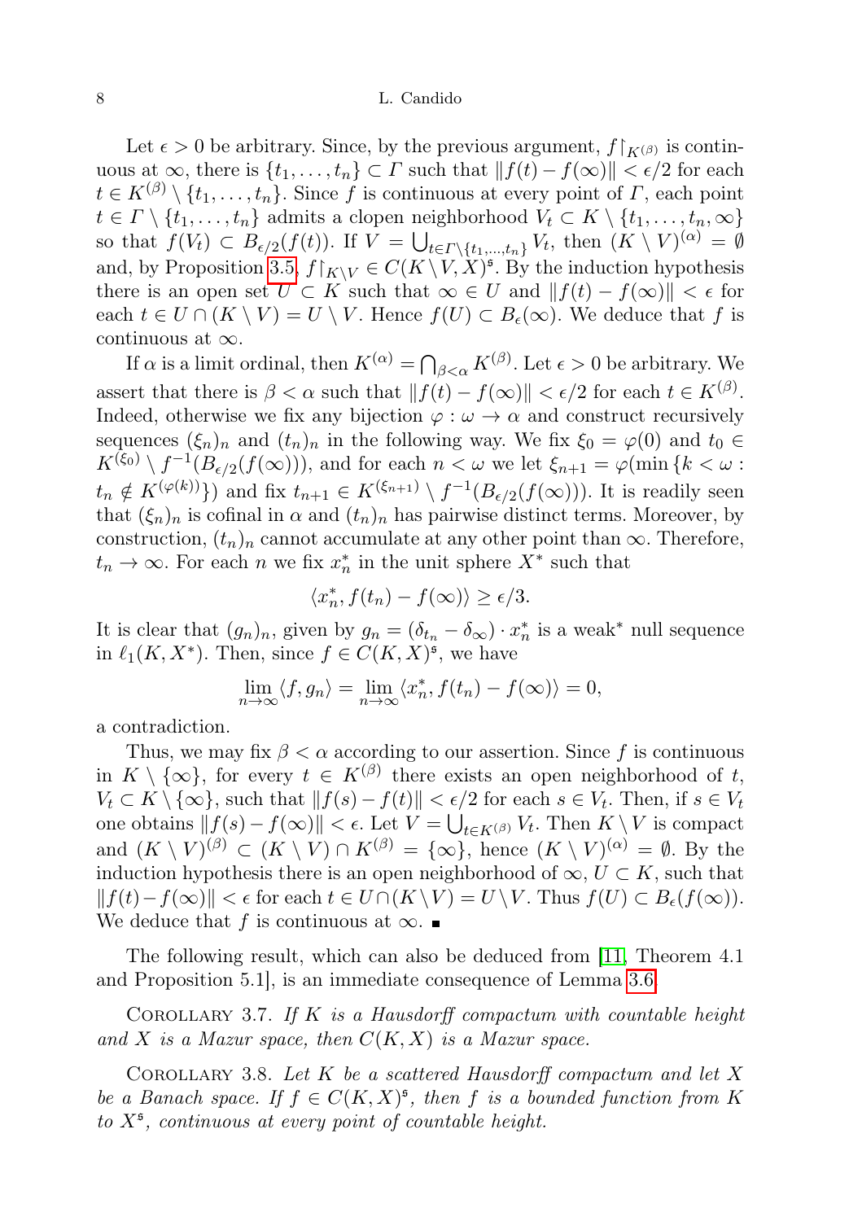Let $\epsilon > 0$ be arbitrary. Since, by the previous argument, $f\restriction_{K^{(\beta)}}$ is continuous at $\infty$, there is $\{t_1, \ldots, t_n\} \subset \Gamma$ such that $\|f(t) - f(\infty)\| < \epsilon/2$ for each $t \in K^{(\beta)} \setminus \{t_1, \ldots, t_n\}$. Since $f$ is continuous at every point of $\Gamma$, each point $t \in \Gamma \setminus \{t_1, \ldots, t_n\}$ admits a clopen neighborhood $V_t \subset K \setminus \{t_1, \ldots, t_n, \infty\}$ so that $f(V_t) \subset B_{\epsilon/2}(f(t))$. If $V = \bigcup_{t \in \Gamma\setminus\{t_1,\ldots,t_n\}} V_t$, then $(K \setminus V)^{(\alpha)} = \emptyset$ and, by Proposition 3.5, $f\restriction_{K\setminus V} \in C(K \setminus V, X)^{\mathfrak{s}}$. By the induction hypothesis there is an open set $U \subset K$ such that $\infty \in U$ and $\|f(t) - f(\infty)\| < \epsilon$ for each $t \in U \cap (K \setminus V) = U \setminus V$. Hence $f(U) \subset B_\epsilon(\infty)$. We deduce that $f$ is continuous at $\infty$.

If $\alpha$ is a limit ordinal, then $K^{(\alpha)} = \bigcap_{\beta<\alpha} K^{(\beta)}$. Let $\epsilon > 0$ be arbitrary. We assert that there is $\beta < \alpha$ such that $\|f(t) - f(\infty)\| < \epsilon/2$ for each $t \in K^{(\beta)}$. Indeed, otherwise we fix any bijection $\varphi : \omega \to \alpha$ and construct recursively sequences $(\xi_n)_n$ and $(t_n)_n$ in the following way. We fix $\xi_0 = \varphi(0)$ and $t_0 \in K^{(\xi_0)} \setminus f^{-1}(B_{\epsilon/2}(f(\infty)))$, and for each $n < \omega$ we let $\xi_{n+1} = \varphi(\min\{k < \omega : t_n \notin K^{(\varphi(k))}\})$ and fix $t_{n+1} \in K^{(\xi_{n+1})} \setminus f^{-1}(B_{\epsilon/2}(f(\infty)))$. It is readily seen that $(\xi_n)_n$ is cofinal in $\alpha$ and $(t_n)_n$ has pairwise distinct terms. Moreover, by construction, $(t_n)_n$ cannot accumulate at any other point than $\infty$. Therefore, $t_n \to \infty$. For each $n$ we fix $x_n^*$ in the unit sphere $X^*$ such that

$$\langle x_n^*, f(t_n) - f(\infty)\rangle \geq \epsilon/3.$$

It is clear that $(g_n)_n$, given by $g_n = (\delta_{t_n} - \delta_\infty) \cdot x_n^*$ is a weak* null sequence in $\ell_1(K, X^*)$. Then, since $f \in C(K, X)^{\mathfrak{s}}$, we have

$$\lim_{n\to\infty} \langle f, g_n\rangle = \lim_{n\to\infty} \langle x_n^*, f(t_n) - f(\infty)\rangle = 0,$$

a contradiction.

Thus, we may fix $\beta < \alpha$ according to our assertion. Since $f$ is continuous in $K \setminus \{\infty\}$, for every $t \in K^{(\beta)}$ there exists an open neighborhood of $t$, $V_t \subset K \setminus \{\infty\}$, such that $\|f(s) - f(t)\| < \epsilon/2$ for each $s \in V_t$. Then, if $s \in V_t$ one obtains $\|f(s) - f(\infty)\| < \epsilon$. Let $V = \bigcup_{t\in K^{(\beta)}} V_t$. Then $K \setminus V$ is compact and $(K \setminus V)^{(\beta)} \subset (K \setminus V) \cap K^{(\beta)} = \{\infty\}$, hence $(K \setminus V)^{(\alpha)} = \emptyset$. By the induction hypothesis there is an open neighborhood of $\infty$, $U \subset K$, such that $\|f(t) - f(\infty)\| < \epsilon$ for each $t \in U \cap (K \setminus V) = U \setminus V$. Thus $f(U) \subset B_\epsilon(f(\infty))$. We deduce that $f$ is continuous at $\infty$. ■

The following result, which can also be deduced from [11, Theorem 4.1 and Proposition 5.1], is an immediate consequence of Lemma 3.6.

Corollary 3.7. *If $K$ is a Hausdorff compactum with countable height and $X$ is a Mazur space, then $C(K, X)$ is a Mazur space.*

Corollary 3.8. *Let $K$ be a scattered Hausdorff compactum and let $X$ be a Banach space. If $f \in C(K, X)^{\mathfrak{s}}$, then $f$ is a bounded function from $K$ to $X^{\mathfrak{s}}$, continuous at every point of countable height.*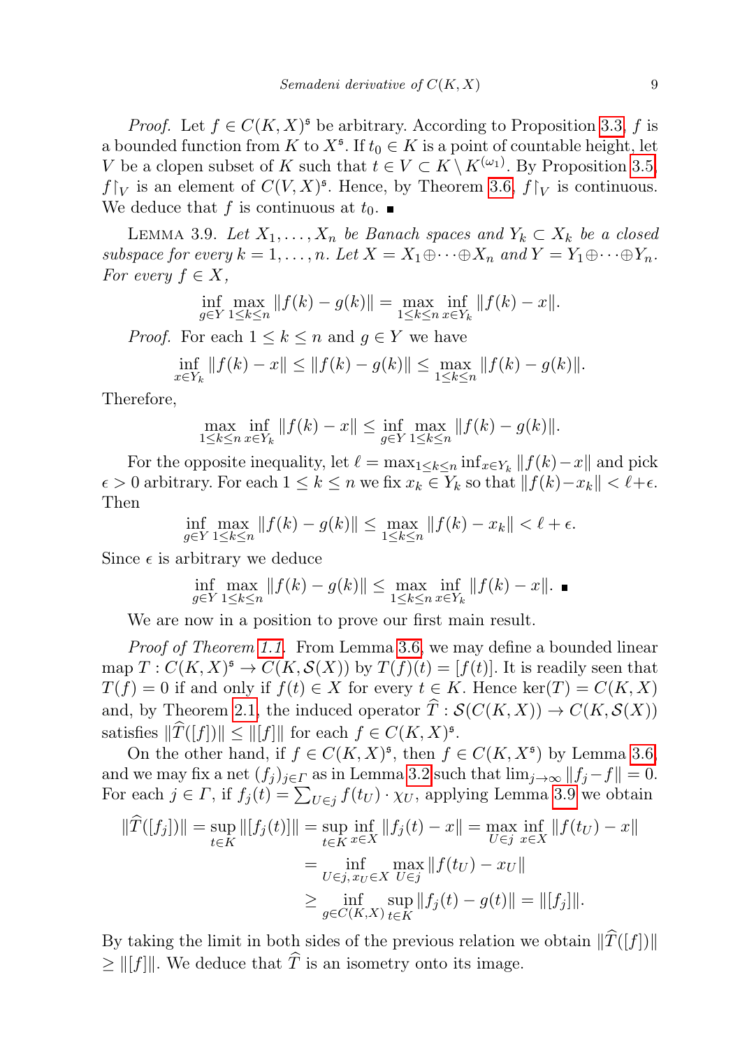*Proof.* Let $f \in C(K,X)^{\mathfrak{s}}$ be arbitrary. According to Proposition 3.3, $f$ is a bounded function from $K$ to $X^{\mathfrak{s}}$. If $t_0 \in K$ is a point of countable height, let $V$ be a clopen subset of $K$ such that $t \in V \subset K \setminus K^{(\omega_1)}$. By Proposition 3.5, $f{\restriction}_V$ is an element of $C(V,X)^{\mathfrak{s}}$. Hence, by Theorem 3.6, $f{\restriction}_V$ is continuous. We deduce that $f$ is continuous at $t_0$. ∎

Lemma 3.9. *Let $X_1, \dots, X_n$ be Banach spaces and $Y_k \subset X_k$ be a closed subspace for every $k = 1, \dots, n$. Let $X = X_1 \oplus \cdots \oplus X_n$ and $Y = Y_1 \oplus \cdots \oplus Y_n$. For every $f \in X$,*

$$\inf_{g\in Y} \max_{1\le k\le n} \|f(k) - g(k)\| = \max_{1\le k\le n} \inf_{x\in Y_k} \|f(k) - x\|.$$

*Proof.* For each $1 \le k \le n$ and $g \in Y$ we have

$$\inf_{x\in Y_k} \|f(k) - x\| \le \|f(k) - g(k)\| \le \max_{1\le k\le n} \|f(k) - g(k)\|.$$

Therefore,

$$\max_{1\le k\le n} \inf_{x\in Y_k} \|f(k) - x\| \le \inf_{g\in Y} \max_{1\le k\le n} \|f(k) - g(k)\|.$$

For the opposite inequality, let $\ell = \max_{1\le k\le n} \inf_{x\in Y_k} \|f(k)-x\|$ and pick $\epsilon > 0$ arbitrary. For each $1 \le k \le n$ we fix $x_k \in Y_k$ so that $\|f(k)-x_k\| < \ell+\epsilon$. Then

$$\inf_{g\in Y} \max_{1\le k\le n} \|f(k) - g(k)\| \le \max_{1\le k\le n} \|f(k) - x_k\| < \ell + \epsilon.$$

Since $\epsilon$ is arbitrary we deduce

$$\inf_{g\in Y} \max_{1\le k\le n} \|f(k) - g(k)\| \le \max_{1\le k\le n} \inf_{x\in Y_k} \|f(k) - x\|. \ ∎$$

We are now in a position to prove our first main result.

*Proof of Theorem 1.1.* From Lemma 3.6, we may define a bounded linear map $T : C(K,X)^{\mathfrak{s}} \to C(K, \mathcal{S}(X))$ by $T(f)(t) = [f(t)]$. It is readily seen that $T(f) = 0$ if and only if $f(t) \in X$ for every $t \in K$. Hence $\ker(T) = C(K,X)$ and, by Theorem 2.1, the induced operator $\widehat{T} : \mathcal{S}(C(K,X)) \to C(K, \mathcal{S}(X))$ satisfies $\|\widehat{T}([f])\| \le \|[f]\|$ for each $f \in C(K,X)^{\mathfrak{s}}$.

On the other hand, if $f \in C(K,X)^{\mathfrak{s}}$, then $f \in C(K, X^{\mathfrak{s}})$ by Lemma 3.6, and we may fix a net $(f_j)_{j\in\varGamma}$ as in Lemma 3.2 such that $\lim_{j\to\infty} \|f_j - f\| = 0$. For each $j \in \varGamma$, if $f_j(t) = \sum_{U\in j} f(t_U)\cdot \chi_U$, applying Lemma 3.9 we obtain

$$\begin{aligned}
\|\widehat{T}([f_j])\| = \sup_{t\in K} \|[f_j(t)]\| &= \sup_{t\in K} \inf_{x\in X} \|f_j(t) - x\| = \max_{U\in j} \inf_{x\in X} \|f(t_U) - x\| \\
&= \inf_{U\in j,\, x_U\in X} \max_{U\in j} \|f(t_U) - x_U\| \\
&\ge \inf_{g\in C(K,X)} \sup_{t\in K} \|f_j(t) - g(t)\| = \|[f_j]\|.
\end{aligned}$$

By taking the limit in both sides of the previous relation we obtain $\|\widehat{T}([f])\| \ge \|[f]\|$. We deduce that $\widehat{T}$ is an isometry onto its image.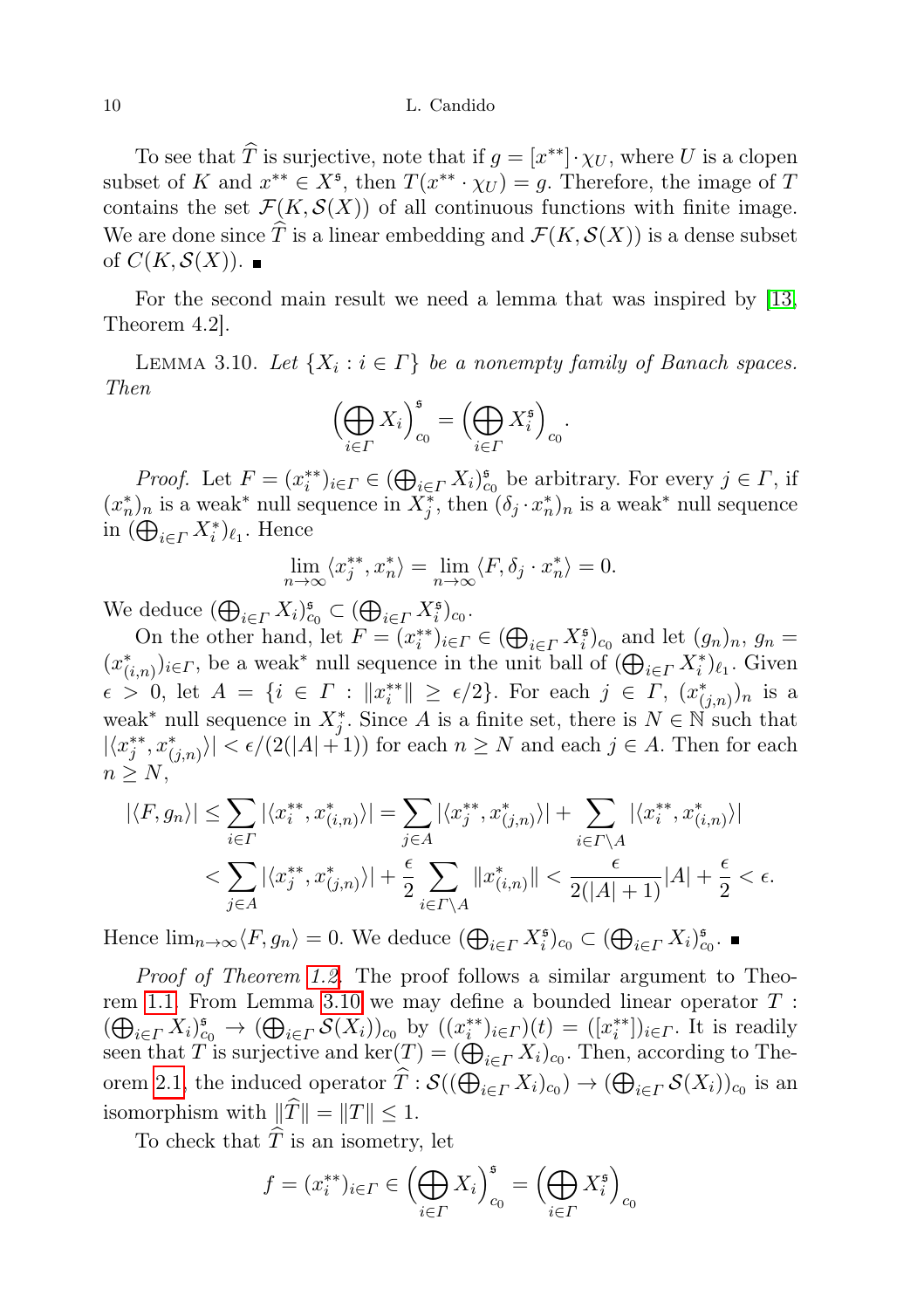To see that $\widehat{T}$ is surjective, note that if $g = [x^{**}] \cdot \chi_U$, where $U$ is a clopen subset of $K$ and $x^{**} \in X^{\mathfrak{s}}$, then $T(x^{**} \cdot \chi_U) = g$. Therefore, the image of $T$ contains the set $\mathcal{F}(K, \mathcal{S}(X))$ of all continuous functions with finite image. We are done since $\widehat{T}$ is a linear embedding and $\mathcal{F}(K, \mathcal{S}(X))$ is a dense subset of $C(K, \mathcal{S}(X))$. ∎

For the second main result we need a lemma that was inspired by [13, Theorem 4.2].

Lemma 3.10. *Let $\{X_i : i \in \Gamma\}$ be a nonempty family of Banach spaces. Then*

$$\Big(\bigoplus_{i\in\Gamma} X_i\Big)_{c_0}^{\mathfrak{s}} = \Big(\bigoplus_{i\in\Gamma} X_i^{\mathfrak{s}}\Big)_{c_0}.$$

*Proof.* Let $F = (x_i^{**})_{i\in\Gamma} \in (\bigoplus_{i\in\Gamma} X_i)_{c_0}^{\mathfrak{s}}$ be arbitrary. For every $j \in \Gamma$, if $(x_n^*)_n$ is a weak$^*$ null sequence in $X_j^*$, then $(\delta_j \cdot x_n^*)_n$ is a weak$^*$ null sequence in $(\bigoplus_{i\in\Gamma} X_i^*)_{\ell_1}$. Hence

$$\lim_{n\to\infty} \langle x_j^{**}, x_n^*\rangle = \lim_{n\to\infty} \langle F, \delta_j \cdot x_n^*\rangle = 0.$$

We deduce $(\bigoplus_{i\in\Gamma} X_i)_{c_0}^{\mathfrak{s}} \subset (\bigoplus_{i\in\Gamma} X_i^{\mathfrak{s}})_{c_0}$.

On the other hand, let $F = (x_i^{**})_{i\in\Gamma} \in (\bigoplus_{i\in\Gamma} X_i^{\mathfrak{s}})_{c_0}$ and let $(g_n)_n$, $g_n = (x_{(i,n)}^*)_{i\in\Gamma}$, be a weak$^*$ null sequence in the unit ball of $(\bigoplus_{i\in\Gamma} X_i^*)_{\ell_1}$. Given $\epsilon > 0$, let $A = \{i \in \Gamma : \|x_i^{**}\| \geq \epsilon/2\}$. For each $j \in \Gamma$, $(x_{(j,n)}^*)_n$ is a weak$^*$ null sequence in $X_j^*$. Since $A$ is a finite set, there is $N \in \mathbb{N}$ such that $|\langle x_j^{**}, x_{(j,n)}^*\rangle| < \epsilon/(2(|A|+1))$ for each $n \geq N$ and each $j \in A$. Then for each $n \geq N$,

$$\begin{aligned}
|\langle F, g_n\rangle| &\leq \sum_{i\in\Gamma} |\langle x_i^{**}, x_{(i,n)}^*\rangle| = \sum_{j\in A} |\langle x_j^{**}, x_{(j,n)}^*\rangle| + \sum_{i\in\Gamma\setminus A} |\langle x_i^{**}, x_{(i,n)}^*\rangle| \\
&< \sum_{j\in A} |\langle x_j^{**}, x_{(j,n)}^*\rangle| + \frac{\epsilon}{2} \sum_{i\in\Gamma\setminus A} \|x_{(i,n)}^*\| < \frac{\epsilon}{2(|A|+1)}|A| + \frac{\epsilon}{2} < \epsilon.
\end{aligned}$$

Hence $\lim_{n\to\infty} \langle F, g_n\rangle = 0$. We deduce $(\bigoplus_{i\in\Gamma} X_i^{\mathfrak{s}})_{c_0} \subset (\bigoplus_{i\in\Gamma} X_i)_{c_0}^{\mathfrak{s}}$. ∎

*Proof of Theorem 1.2.* The proof follows a similar argument to Theorem 1.1. From Lemma 3.10 we may define a bounded linear operator $T : (\bigoplus_{i\in\Gamma} X_i)_{c_0}^{\mathfrak{s}} \to (\bigoplus_{i\in\Gamma} \mathcal{S}(X_i))_{c_0}$ by $((x_i^{**})_{i\in\Gamma})(t) = ([x_i^{**}])_{i\in\Gamma}$. It is readily seen that $T$ is surjective and $\ker(T) = (\bigoplus_{i\in\Gamma} X_i)_{c_0}$. Then, according to Theorem 2.1, the induced operator $\widehat{T} : \mathcal{S}((\bigoplus_{i\in\Gamma} X_i)_{c_0}) \to (\bigoplus_{i\in\Gamma} \mathcal{S}(X_i))_{c_0}$ is an isomorphism with $\|\widehat{T}\| = \|T\| \leq 1$.

To check that $\widehat{T}$ is an isometry, let

$$f = (x_i^{**})_{i\in\Gamma} \in \Big(\bigoplus_{i\in\Gamma} X_i\Big)_{c_0}^{\mathfrak{s}} = \Big(\bigoplus_{i\in\Gamma} X_i^{\mathfrak{s}}\Big)_{c_0}$$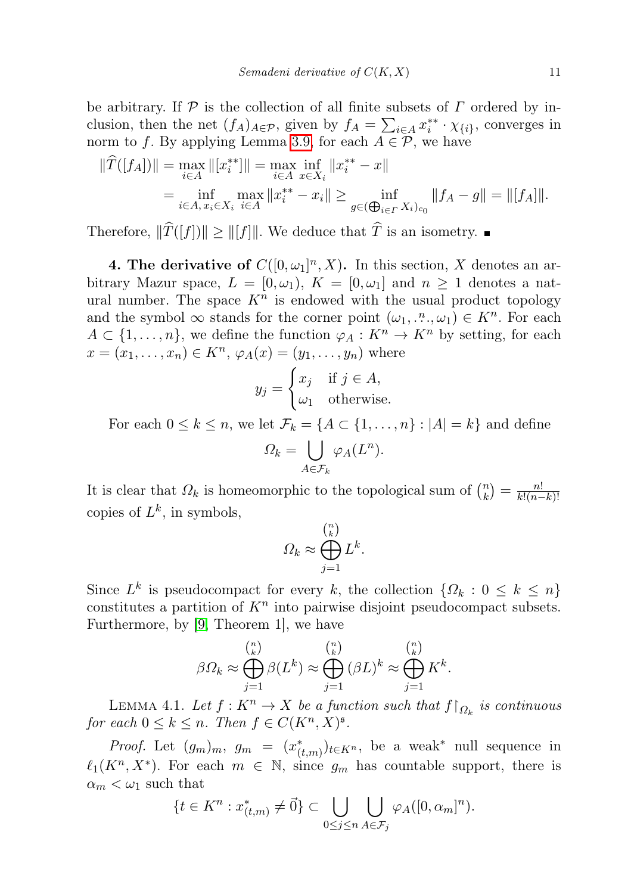be arbitrary. If $\mathcal{P}$ is the collection of all finite subsets of $\Gamma$ ordered by inclusion, then the net $(f_A)_{A\in\mathcal{P}}$, given by $f_A = \sum_{i\in A} x_i^{**}\cdot \chi_{\{i\}}$, converges in norm to $f$. By applying Lemma 3.9, for each $A \in \mathcal{P}$, we have

$$\begin{aligned}\|\widehat{T}([f_A])\| &= \max_{i\in A} \|[x_i^{**}]\| = \max_{i\in A} \inf_{x\in X_i} \|x_i^{**} - x\| \\ &= \inf_{i\in A,\, x_i\in X_i} \max_{i\in A} \|x_i^{**} - x_i\| \geq \inf_{g\in(\bigoplus_{i\in\Gamma} X_i)_{c_0}} \|f_A - g\| = \|[f_A]\|.\end{aligned}$$

Therefore, $\|\widehat{T}([f])\| \geq \|[f]\|$. We deduce that $\widehat{T}$ is an isometry. ∎

**4. The derivative of $C([0,\omega_1]^n, X)$.** In this section, $X$ denotes an arbitrary Mazur space, $L = [0,\omega_1)$, $K = [0,\omega_1]$ and $n \geq 1$ denotes a natural number. The space $K^n$ is endowed with the usual product topology and the symbol $\infty$ stands for the corner point $(\omega_1, \overset{n}{\ldots}, \omega_1) \in K^n$. For each $A \subset \{1,\ldots,n\}$, we define the function $\varphi_A : K^n \to K^n$ by setting, for each $x = (x_1,\ldots,x_n) \in K^n$, $\varphi_A(x) = (y_1,\ldots,y_n)$ where

$$y_j = \begin{cases} x_j & \text{if } j \in A, \\ \omega_1 & \text{otherwise.} \end{cases}$$

For each $0 \leq k \leq n$, we let $\mathcal{F}_k = \{A \subset \{1,\ldots,n\} : |A| = k\}$ and define

$$\Omega_k = \bigcup_{A\in\mathcal{F}_k} \varphi_A(L^n).$$

It is clear that $\Omega_k$ is homeomorphic to the topological sum of $\binom{n}{k} = \frac{n!}{k!(n-k)!}$ copies of $L^k$, in symbols,

$$\Omega_k \approx \bigoplus_{j=1}^{\binom{n}{k}} L^k.$$

Since $L^k$ is pseudocompact for every $k$, the collection $\{\Omega_k : 0 \leq k \leq n\}$ constitutes a partition of $K^n$ into pairwise disjoint pseudocompact subsets. Furthermore, by [9, Theorem 1], we have

$$\beta\Omega_k \approx \bigoplus_{j=1}^{\binom{n}{k}} \beta(L^k) \approx \bigoplus_{j=1}^{\binom{n}{k}} (\beta L)^k \approx \bigoplus_{j=1}^{\binom{n}{k}} K^k.$$

LEMMA 4.1. *Let $f : K^n \to X$ be a function such that $f\restriction_{\Omega_k}$ is continuous for each $0 \leq k \leq n$. Then $f \in C(K^n, X)^{\mathfrak{s}}$.*

*Proof.* Let $(g_m)_m$, $g_m = (x^*_{(t,m)})_{t\in K^n}$, be a weak* null sequence in $\ell_1(K^n, X^*)$. For each $m \in \mathbb{N}$, since $g_m$ has countable support, there is $\alpha_m < \omega_1$ such that

$$\{t \in K^n : x^*_{(t,m)} \neq \vec{0}\} \subset \bigcup_{0\leq j\leq n} \bigcup_{A\in\mathcal{F}_j} \varphi_A([0,\alpha_m]^n).$$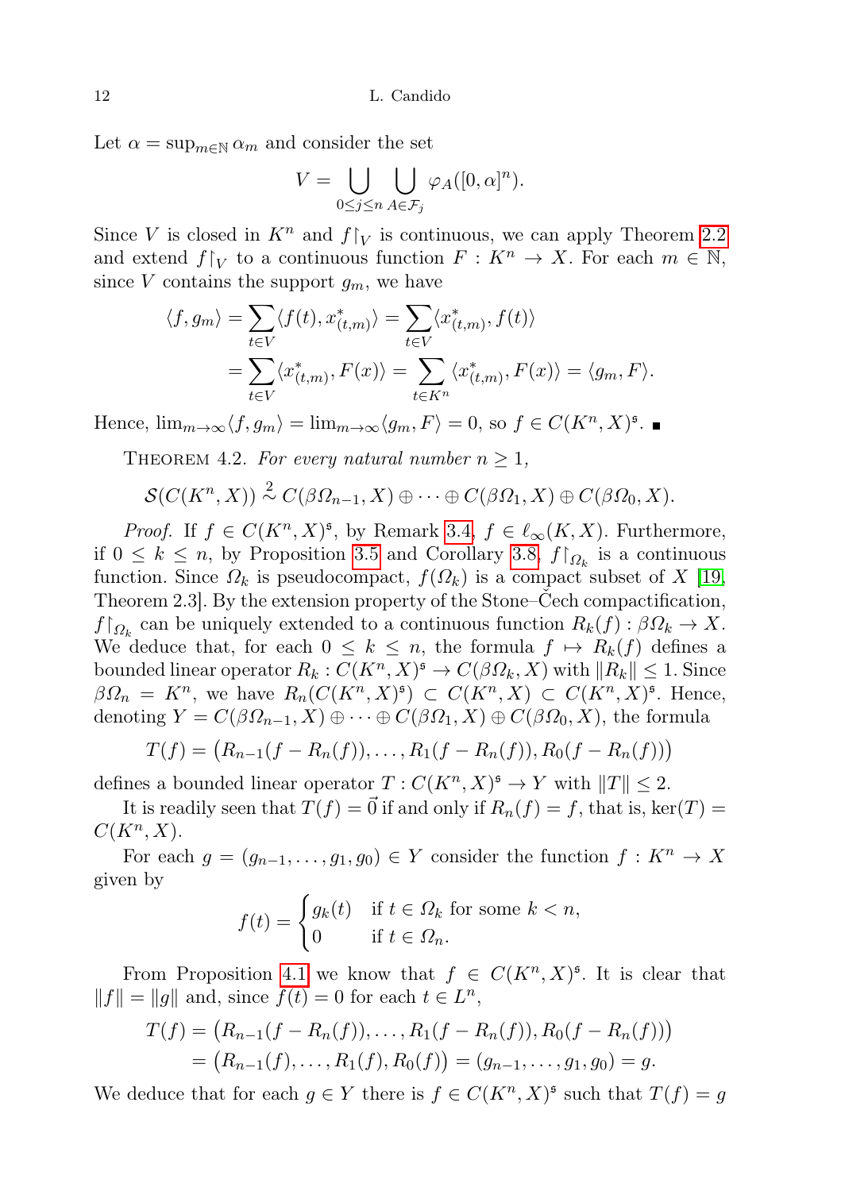Let $\alpha = \sup_{m\in\mathbb{N}} \alpha_m$ and consider the set

$$V = \bigcup_{0\le j\le n} \bigcup_{A\in\mathcal{F}_j} \varphi_A([0,\alpha]^n).$$

Since $V$ is closed in $K^n$ and $f{\restriction}_V$ is continuous, we can apply Theorem 2.2 and extend $f{\restriction}_V$ to a continuous function $F : K^n \to X$. For each $m \in \mathbb{N}$, since $V$ contains the support $g_m$, we have

$$\begin{aligned}
\langle f, g_m\rangle &= \sum_{t\in V} \langle f(t), x^*_{(t,m)}\rangle = \sum_{t\in V} \langle x^*_{(t,m)}, f(t)\rangle \\
&= \sum_{t\in V} \langle x^*_{(t,m)}, F(x)\rangle = \sum_{t\in K^n} \langle x^*_{(t,m)}, F(x)\rangle = \langle g_m, F\rangle.
\end{aligned}$$

Hence, $\lim_{m\to\infty}\langle f, g_m\rangle = \lim_{m\to\infty}\langle g_m, F\rangle = 0$, so $f \in C(K^n, X)^{\mathfrak{s}}$. ∎

Theorem 4.2. *For every natural number $n \ge 1$,*

$$\mathcal{S}(C(K^n, X)) \overset{2}{\sim} C(\beta\Omega_{n-1}, X) \oplus \cdots \oplus C(\beta\Omega_1, X) \oplus C(\beta\Omega_0, X).$$

*Proof.* If $f \in C(K^n, X)^{\mathfrak{s}}$, by Remark 3.4, $f \in \ell_\infty(K, X)$. Furthermore, if $0 \le k \le n$, by Proposition 3.5 and Corollary 3.8, $f{\restriction}_{\Omega_k}$ is a continuous function. Since $\Omega_k$ is pseudocompact, $f(\Omega_k)$ is a compact subset of $X$ [19, Theorem 2.3]. By the extension property of the Stone–Čech compactification, $f{\restriction}_{\Omega_k}$ can be uniquely extended to a continuous function $R_k(f) : \beta\Omega_k \to X$. We deduce that, for each $0 \le k \le n$, the formula $f \mapsto R_k(f)$ defines a bounded linear operator $R_k : C(K^n, X)^{\mathfrak{s}} \to C(\beta\Omega_k, X)$ with $\|R_k\| \le 1$. Since $\beta\Omega_n = K^n$, we have $R_n(C(K^n, X)^{\mathfrak{s}}) \subset C(K^n, X) \subset C(K^n, X)^{\mathfrak{s}}$. Hence, denoting $Y = C(\beta\Omega_{n-1}, X) \oplus \cdots \oplus C(\beta\Omega_1, X) \oplus C(\beta\Omega_0, X)$, the formula

$$T(f) = \big(R_{n-1}(f - R_n(f)), \ldots, R_1(f - R_n(f)), R_0(f - R_n(f))\big)$$

defines a bounded linear operator $T : C(K^n, X)^{\mathfrak{s}} \to Y$ with $\|T\| \le 2$.

It is readily seen that $T(f) = \vec{0}$ if and only if $R_n(f) = f$, that is, $\ker(T) = C(K^n, X)$.

For each $g = (g_{n-1}, \ldots, g_1, g_0) \in Y$ consider the function $f : K^n \to X$ given by

$$f(t) = \begin{cases} g_k(t) & \text{if } t \in \Omega_k \text{ for some } k < n, \\ 0 & \text{if } t \in \Omega_n. \end{cases}$$

From Proposition 4.1 we know that $f \in C(K^n, X)^{\mathfrak{s}}$. It is clear that $\|f\| = \|g\|$ and, since $f(t) = 0$ for each $t \in L^n$,

$$\begin{aligned}
T(f) &= \big(R_{n-1}(f - R_n(f)), \ldots, R_1(f - R_n(f)), R_0(f - R_n(f))\big) \\
&= \big(R_{n-1}(f), \ldots, R_1(f), R_0(f)\big) = (g_{n-1}, \ldots, g_1, g_0) = g.
\end{aligned}$$

We deduce that for each $g \in Y$ there is $f \in C(K^n, X)^{\mathfrak{s}}$ such that $T(f) = g$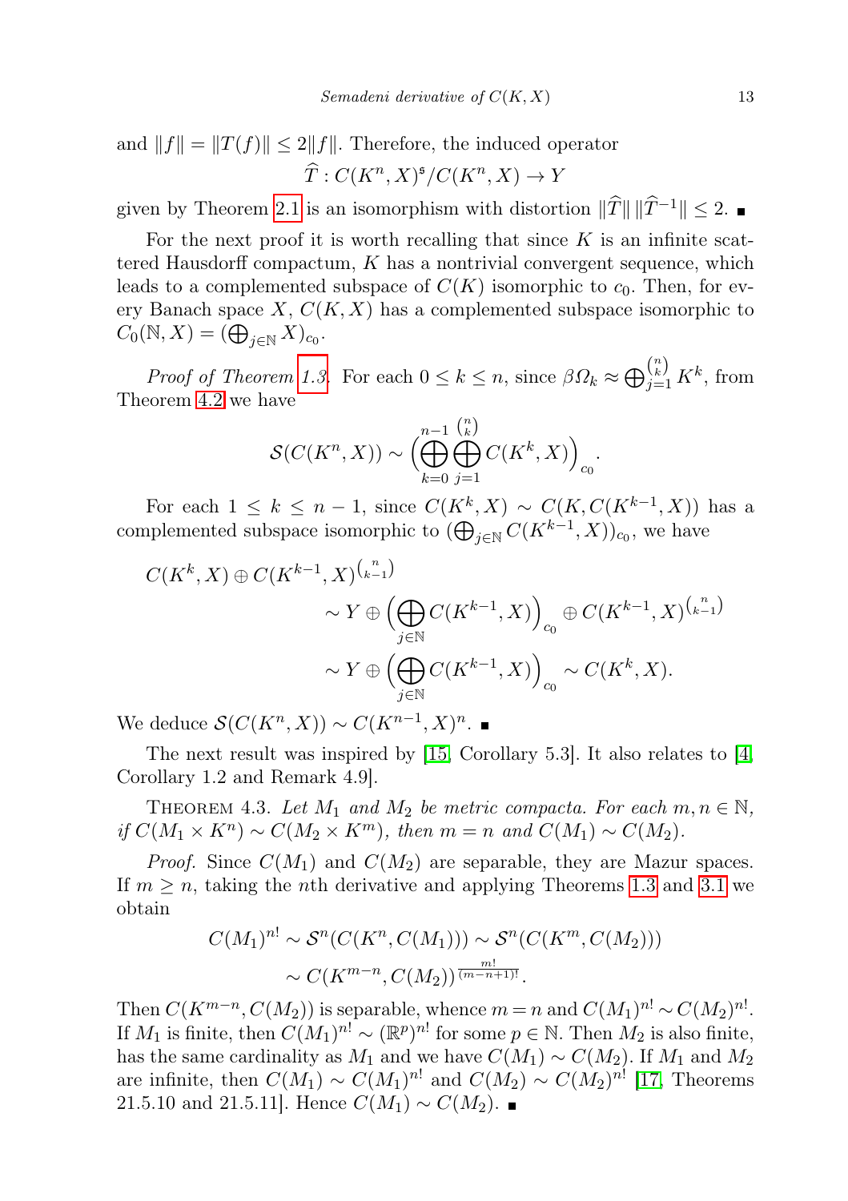and $\|f\| = \|T(f)\| \leq 2\|f\|$. Therefore, the induced operator

$$\widehat{T} : C(K^n, X)^{\mathfrak{s}}/C(K^n, X) \to Y$$

given by Theorem 2.1 is an isomorphism with distortion $\|\widehat{T}\|\,\|\widehat{T}^{-1}\| \leq 2$. ∎

For the next proof it is worth recalling that since $K$ is an infinite scattered Hausdorff compactum, $K$ has a nontrivial convergent sequence, which leads to a complemented subspace of $C(K)$ isomorphic to $c_0$. Then, for every Banach space $X$, $C(K, X)$ has a complemented subspace isomorphic to $C_0(\mathbb{N}, X) = (\bigoplus_{j\in\mathbb{N}} X)_{c_0}$.

*Proof of Theorem 1.3.* For each $0 \leq k \leq n$, since $\beta\Omega_k \approx \bigoplus_{j=1}^{\binom{n}{k}} K^k$, from Theorem 4.2 we have

$$\mathcal{S}(C(K^n, X)) \sim \Big(\bigoplus_{k=0}^{n-1} \bigoplus_{j=1}^{\binom{n}{k}} C(K^k, X)\Big)_{c_0}.$$

For each $1 \leq k \leq n-1$, since $C(K^k, X) \sim C(K, C(K^{k-1}, X))$ has a complemented subspace isomorphic to $(\bigoplus_{j\in\mathbb{N}} C(K^{k-1}, X))_{c_0}$, we have

$$\begin{aligned}
C(K^k, X) \oplus C(K^{k-1}, X)^{\binom{n}{k-1}} &\\
&\sim Y \oplus \Big(\bigoplus_{j\in\mathbb{N}} C(K^{k-1}, X)\Big)_{c_0} \oplus C(K^{k-1}, X)^{\binom{n}{k-1}}\\
&\sim Y \oplus \Big(\bigoplus_{j\in\mathbb{N}} C(K^{k-1}, X)\Big)_{c_0} \sim C(K^k, X).
\end{aligned}$$

We deduce $\mathcal{S}(C(K^n, X)) \sim C(K^{n-1}, X)^n$. ∎

The next result was inspired by [15, Corollary 5.3]. It also relates to [4, Corollary 1.2 and Remark 4.9].

THEOREM 4.3. *Let $M_1$ and $M_2$ be metric compacta. For each $m, n \in \mathbb{N}$, if $C(M_1 \times K^n) \sim C(M_2 \times K^m)$, then $m = n$ and $C(M_1) \sim C(M_2)$.*

*Proof.* Since $C(M_1)$ and $C(M_2)$ are separable, they are Mazur spaces. If $m \geq n$, taking the $n$th derivative and applying Theorems 1.3 and 3.1 we obtain

$$\begin{aligned}
C(M_1)^{n!} &\sim \mathcal{S}^n(C(K^n, C(M_1))) \sim \mathcal{S}^n(C(K^m, C(M_2)))\\
&\sim C(K^{m-n}, C(M_2))^{\frac{m!}{(m-n+1)!}}.
\end{aligned}$$

Then $C(K^{m-n}, C(M_2))$ is separable, whence $m = n$ and $C(M_1)^{n!} \sim C(M_2)^{n!}$. If $M_1$ is finite, then $C(M_1)^{n!} \sim (\mathbb{R}^p)^{n!}$ for some $p \in \mathbb{N}$. Then $M_2$ is also finite, has the same cardinality as $M_1$ and we have $C(M_1) \sim C(M_2)$. If $M_1$ and $M_2$ are infinite, then $C(M_1) \sim C(M_1)^{n!}$ and $C(M_2) \sim C(M_2)^{n!}$ [17, Theorems 21.5.10 and 21.5.11]. Hence $C(M_1) \sim C(M_2)$. ∎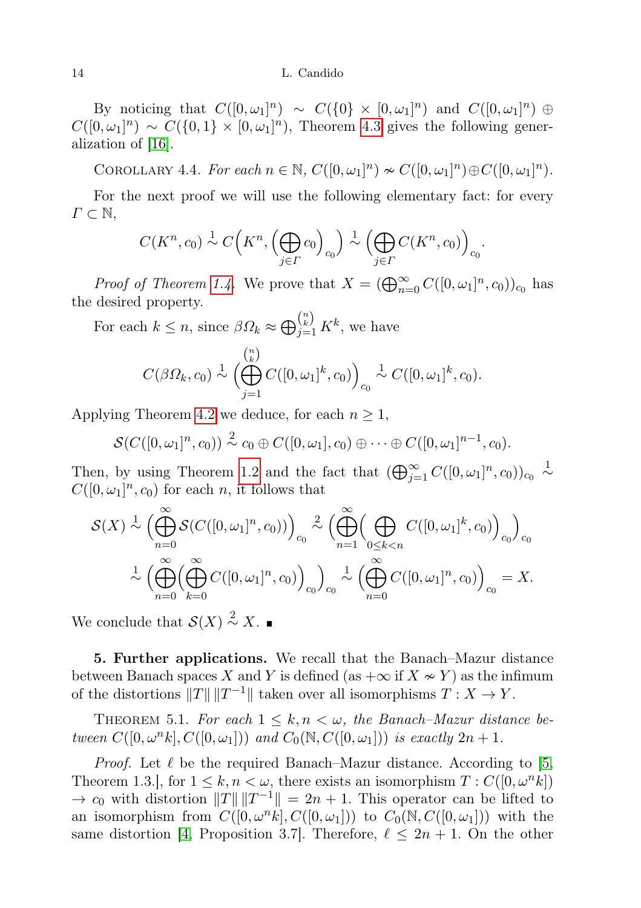By noticing that $C([0,\omega_1]^n) \sim C(\{0\} \times [0,\omega_1]^n)$ and $C([0,\omega_1]^n) \oplus C([0,\omega_1]^n) \sim C(\{0,1\} \times [0,\omega_1]^n)$, Theorem 4.3 gives the following generalization of [16].

Corollary 4.4. *For each $n \in \mathbb{N}$, $C([0,\omega_1]^n) \nsim C([0,\omega_1]^n) \oplus C([0,\omega_1]^n)$.*

For the next proof we will use the following elementary fact: for every $\Gamma \subset \mathbb{N}$,

$$C(K^n, c_0) \overset{1}{\sim} C\Big(K^n, \Big(\bigoplus_{j\in\Gamma} c_0\Big)_{c_0}\Big) \overset{1}{\sim} \Big(\bigoplus_{j\in\Gamma} C(K^n, c_0)\Big)_{c_0}.$$

*Proof of Theorem 1.4.* We prove that $X = (\bigoplus_{n=0}^\infty C([0,\omega_1]^n, c_0))_{c_0}$ has the desired property.

For each $k \le n$, since $\beta\Omega_k \approx \bigoplus_{j=1}^{\binom{n}{k}} K^k$, we have

$$C(\beta\Omega_k, c_0) \overset{1}{\sim} \Big(\bigoplus_{j=1}^{\binom{n}{k}} C([0,\omega_1]^k, c_0)\Big)_{c_0} \overset{1}{\sim} C([0,\omega_1]^k, c_0).$$

Applying Theorem 4.2 we deduce, for each $n \ge 1$,

$$\mathcal{S}(C([0,\omega_1]^n, c_0)) \overset{2}{\sim} c_0 \oplus C([0,\omega_1], c_0) \oplus \cdots \oplus C([0,\omega_1]^{n-1}, c_0).$$

Then, by using Theorem 1.2 and the fact that $(\bigoplus_{j=1}^\infty C([0,\omega_1]^n, c_0))_{c_0} \overset{1}{\sim} C([0,\omega_1]^n, c_0)$ for each $n$, it follows that

$$\begin{aligned}
\mathcal{S}(X) &\overset{1}{\sim} \Big(\bigoplus_{n=0}^\infty \mathcal{S}(C([0,\omega_1]^n, c_0))\Big)_{c_0} \overset{2}{\sim} \Big(\bigoplus_{n=1}^\infty \Big(\bigoplus_{0\le k<n} C([0,\omega_1]^k, c_0)\Big)_{c_0}\Big)_{c_0} \\
&\overset{1}{\sim} \Big(\bigoplus_{n=0}^\infty \Big(\bigoplus_{k=0}^\infty C([0,\omega_1]^n, c_0)\Big)_{c_0}\Big)_{c_0} \overset{1}{\sim} \Big(\bigoplus_{n=0}^\infty C([0,\omega_1]^n, c_0)\Big)_{c_0} = X.
\end{aligned}$$

We conclude that $\mathcal{S}(X) \overset{2}{\sim} X$. ∎

**5. Further applications.** We recall that the Banach–Mazur distance between Banach spaces $X$ and $Y$ is defined (as $+\infty$ if $X \nsim Y$) as the infimum of the distortions $\|T\|\,\|T^{-1}\|$ taken over all isomorphisms $T : X \to Y$.

Theorem 5.1. *For each $1 \le k, n < \omega$, the Banach–Mazur distance between $C([0,\omega^n k], C([0,\omega_1]))$ and $C_0(\mathbb{N}, C([0,\omega_1]))$ is exactly $2n+1$.*

*Proof.* Let $\ell$ be the required Banach–Mazur distance. According to [5, Theorem 1.3.], for $1 \le k, n < \omega$, there exists an isomorphism $T : C([0,\omega^n k]) \to c_0$ with distortion $\|T\|\,\|T^{-1}\| = 2n+1$. This operator can be lifted to an isomorphism from $C([0,\omega^n k], C([0,\omega_1]))$ to $C_0(\mathbb{N}, C([0,\omega_1]))$ with the same distortion [4, Proposition 3.7]. Therefore, $\ell \le 2n+1$. On the other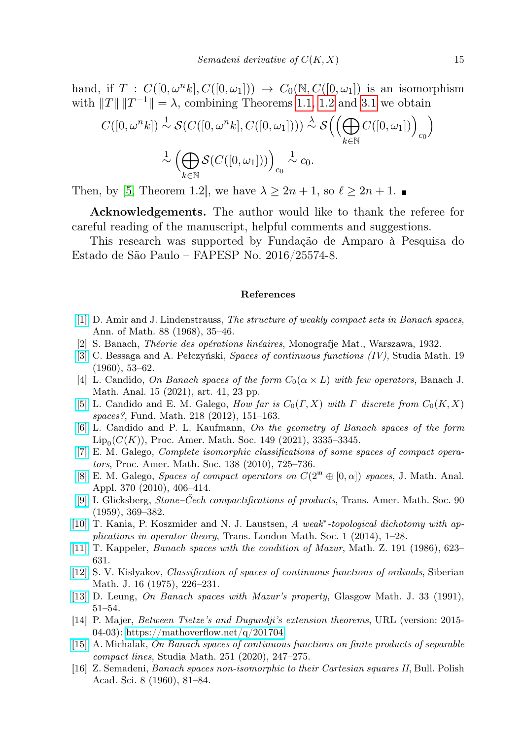hand, if $T : C([0, \omega^n k], C([0, \omega_1])) \to C_0(\mathbb{N}, C([0, \omega_1])$ is an isomorphism with $\|T\| \|T^{-1}\| = \lambda$, combining Theorems 1.1, 1.2 and 3.1 we obtain

$$C([0, \omega^n k]) \overset{1}{\sim} \mathcal{S}(C([0, \omega^n k], C([0, \omega_1]))) \overset{\lambda}{\sim} \mathcal{S}\Big(\Big(\bigoplus_{k \in \mathbb{N}} C([0, \omega_1])\Big)_{c_0}\Big)$$

$$\overset{1}{\sim} \Big(\bigoplus_{k \in \mathbb{N}} \mathcal{S}(C([0, \omega_1]))\Big)_{c_0} \overset{1}{\sim} c_0.$$

Then, by [5, Theorem 1.2], we have $\lambda \geq 2n + 1$, so $\ell \geq 2n + 1$. ∎

**Acknowledgements.** The author would like to thank the referee for careful reading of the manuscript, helpful comments and suggestions.

This research was supported by Fundação de Amparo à Pesquisa do Estado de São Paulo – FAPESP No. 2016/25574-8.

## References

[1] D. Amir and J. Lindenstrauss, *The structure of weakly compact sets in Banach spaces*, Ann. of Math. 88 (1968), 35–46.

[2] S. Banach, *Théorie des opérations linéaires*, Monografje Mat., Warszawa, 1932.

[3] C. Bessaga and A. Pełczyński, *Spaces of continuous functions (IV)*, Studia Math. 19 (1960), 53–62.

[4] L. Candido, *On Banach spaces of the form $C_0(\alpha \times L)$ with few operators*, Banach J. Math. Anal. 15 (2021), art. 41, 23 pp.

[5] L. Candido and E. M. Galego, *How far is $C_0(\Gamma, X)$ with $\Gamma$ discrete from $C_0(K, X)$ spaces?*, Fund. Math. 218 (2012), 151–163.

[6] L. Candido and P. L. Kaufmann, *On the geometry of Banach spaces of the form $\mathrm{Lip}_0(C(K))$*, Proc. Amer. Math. Soc. 149 (2021), 3335–3345.

[7] E. M. Galego, *Complete isomorphic classifications of some spaces of compact operators*, Proc. Amer. Math. Soc. 138 (2010), 725–736.

[8] E. M. Galego, *Spaces of compact operators on $C(2^{\mathfrak{m}} \oplus [0, \alpha])$ spaces*, J. Math. Anal. Appl. 370 (2010), 406–414.

[9] I. Glicksberg, *Stone–Čech compactifications of products*, Trans. Amer. Math. Soc. 90 (1959), 369–382.

[10] T. Kania, P. Koszmider and N. J. Laustsen, *A weak\*-topological dichotomy with applications in operator theory*, Trans. London Math. Soc. 1 (2014), 1–28.

[11] T. Kappeler, *Banach spaces with the condition of Mazur*, Math. Z. 191 (1986), 623–631.

[12] S. V. Kislyakov, *Classification of spaces of continuous functions of ordinals*, Siberian Math. J. 16 (1975), 226–231.

[13] D. Leung, *On Banach spaces with Mazur's property*, Glasgow Math. J. 33 (1991), 51–54.

[14] P. Majer, *Between Tietze's and Dugundji's extension theorems*, URL (version: 2015-04-03): https://mathoverflow.net/q/201704.

[15] A. Michalak, *On Banach spaces of continuous functions on finite products of separable compact lines*, Studia Math. 251 (2020), 247–275.

[16] Z. Semadeni, *Banach spaces non-isomorphic to their Cartesian squares II*, Bull. Polish Acad. Sci. 8 (1960), 81–84.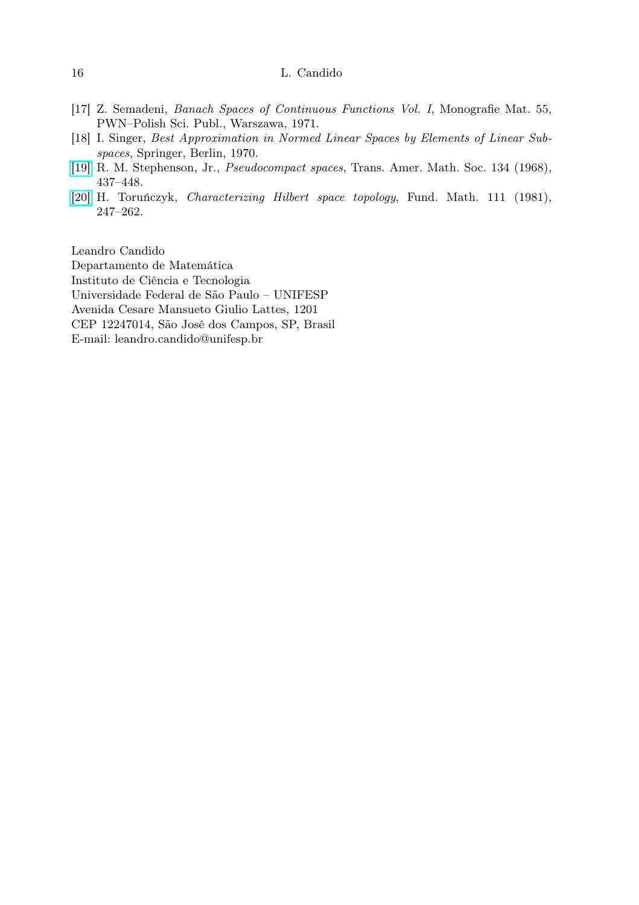[17] Z. Semadeni, *Banach Spaces of Continuous Functions Vol. I*, Monografie Mat. 55, PWN–Polish Sci. Publ., Warszawa, 1971.

[18] I. Singer, *Best Approximation in Normed Linear Spaces by Elements of Linear Subspaces*, Springer, Berlin, 1970.

[19] R. M. Stephenson, Jr., *Pseudocompact spaces*, Trans. Amer. Math. Soc. 134 (1968), 437–448.

[20] H. Toruńczyk, *Characterizing Hilbert space topology*, Fund. Math. 111 (1981), 247–262.

Leandro Candido
Departamento de Matemática
Instituto de Ciência e Tecnologia
Universidade Federal de São Paulo – UNIFESP
Avenida Cesare Mansueto Giulio Lattes, 1201
CEP 12247014, São José dos Campos, SP, Brasil
E-mail: leandro.candido@unifesp.br